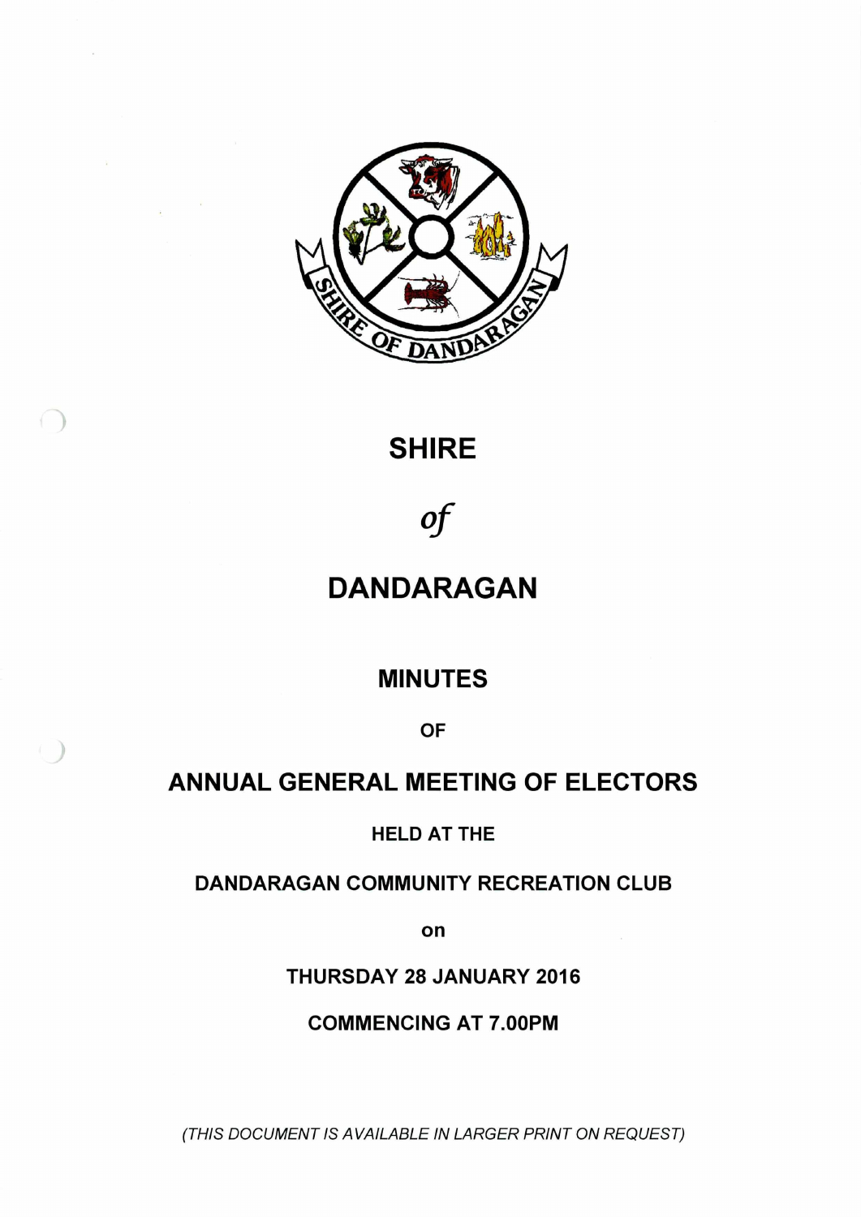# SHIRE

*of*

# DANDARAGAN

## MINUTES

OF

## ANNUAL GENERAL MEETING OF ELECTORS

HELD AT THE

DANDARAGAN COMMUNITY RECREATION CLUB

on

THURSDAY 28 JANUARY 2016

COMMENCING AT 7.00PM

*(THIS DOCUMENT IS AVAILABLE IN LARGER PRINT ON REQUEST)*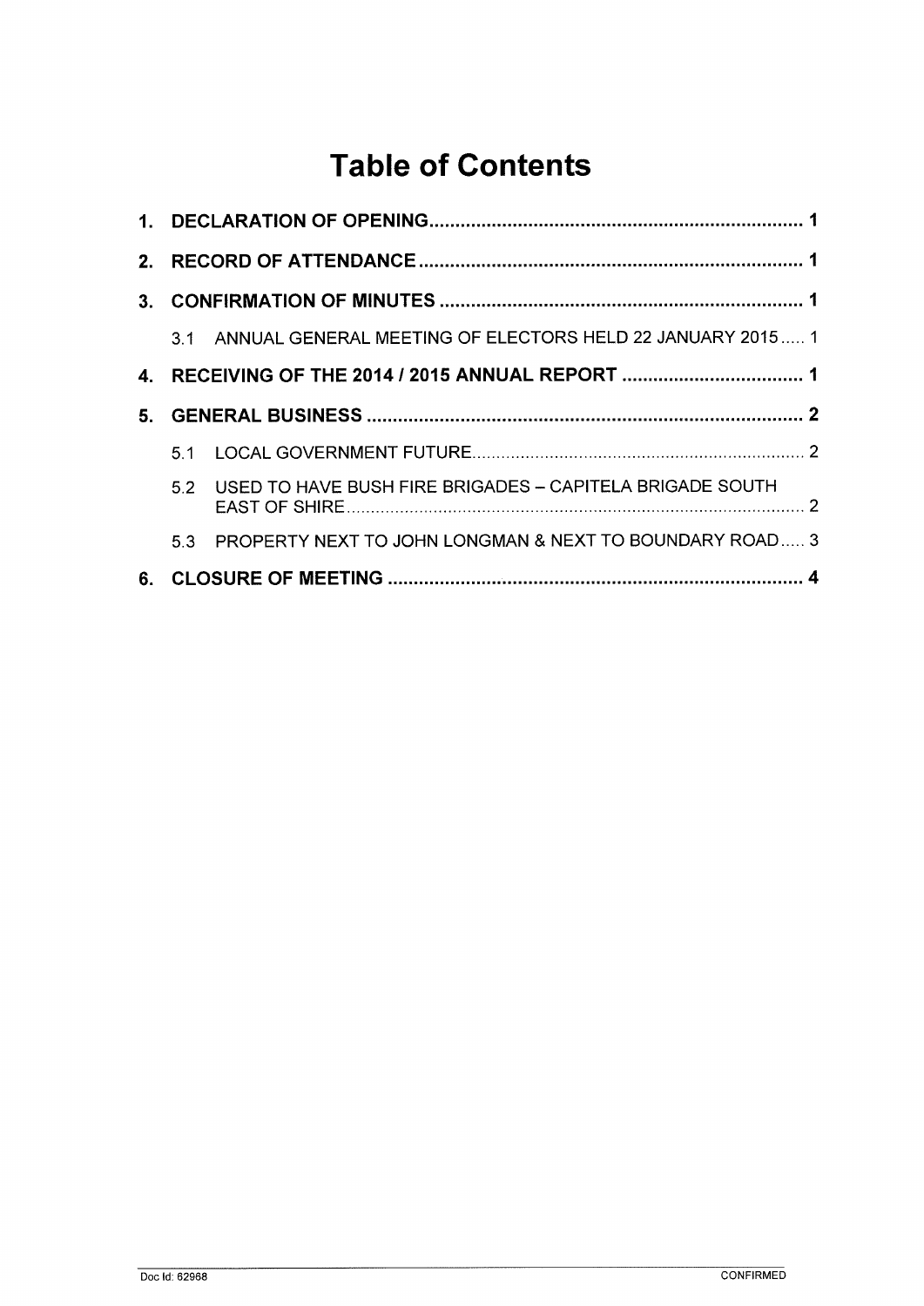# Table of Contents

| | | |
|---|---|---|
| **1.** | **DECLARATION OF OPENING** | **1** |
| **2.** | **RECORD OF ATTENDANCE** | **1** |
| **3.** | **CONFIRMATION OF MINUTES** | **1** |
| 3.1 | ANNUAL GENERAL MEETING OF ELECTORS HELD 22 JANUARY 2015 | 1 |
| **4.** | **RECEIVING OF THE 2014 / 2015 ANNUAL REPORT** | **1** |
| **5.** | **GENERAL BUSINESS** | **2** |
| 5.1 | LOCAL GOVERNMENT FUTURE | 2 |
| 5.2 | USED TO HAVE BUSH FIRE BRIGADES – CAPITELA BRIGADE SOUTH EAST OF SHIRE | 2 |
| 5.3 | PROPERTY NEXT TO JOHN LONGMAN & NEXT TO BOUNDARY ROAD | 3 |
| **6.** | **CLOSURE OF MEETING** | **4** |

Doc Id: 62968

CONFIRMED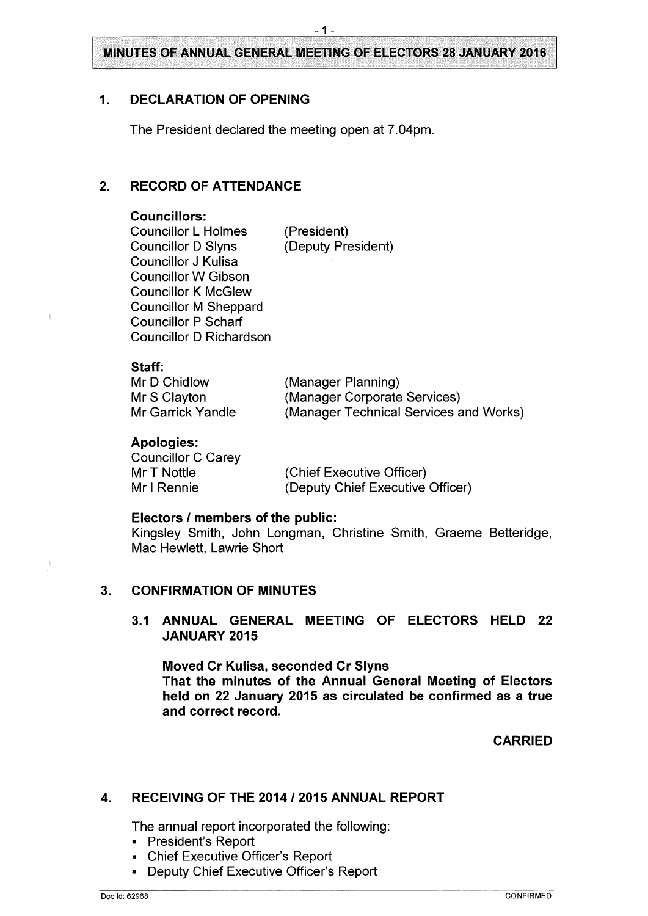# MINUTES OF ANNUAL GENERAL MEETING OF ELECTORS 28 JANUARY 2016

## 1. DECLARATION OF OPENING

The President declared the meeting open at 7.04pm.

## 2. RECORD OF ATTENDANCE

**Councillors:**

| | |
|---|---|
| Councillor L Holmes | (President) |
| Councillor D Slyns | (Deputy President) |
| Councillor J Kulisa | |
| Councillor W Gibson | |
| Councillor K McGlew | |
| Councillor M Sheppard | |
| Councillor P Scharf | |
| Councillor D Richardson | |

**Staff:**

| | |
|---|---|
| Mr D Chidlow | (Manager Planning) |
| Mr S Clayton | (Manager Corporate Services) |
| Mr Garrick Yandle | (Manager Technical Services and Works) |

**Apologies:**

| | |
|---|---|
| Councillor C Carey | |
| Mr T Nottle | (Chief Executive Officer) |
| Mr I Rennie | (Deputy Chief Executive Officer) |

**Electors / members of the public:**

Kingsley Smith, John Longman, Christine Smith, Graeme Betteridge, Mac Hewlett, Lawrie Short

## 3. CONFIRMATION OF MINUTES

### 3.1 ANNUAL GENERAL MEETING OF ELECTORS HELD 22 JANUARY 2015

**Moved Cr Kulisa, seconded Cr Slyns**
**That the minutes of the Annual General Meeting of Electors held on 22 January 2015 as circulated be confirmed as a true and correct record.**

**CARRIED**

## 4. RECEIVING OF THE 2014 / 2015 ANNUAL REPORT

The annual report incorporated the following:

- President's Report
- Chief Executive Officer's Report
- Deputy Chief Executive Officer's Report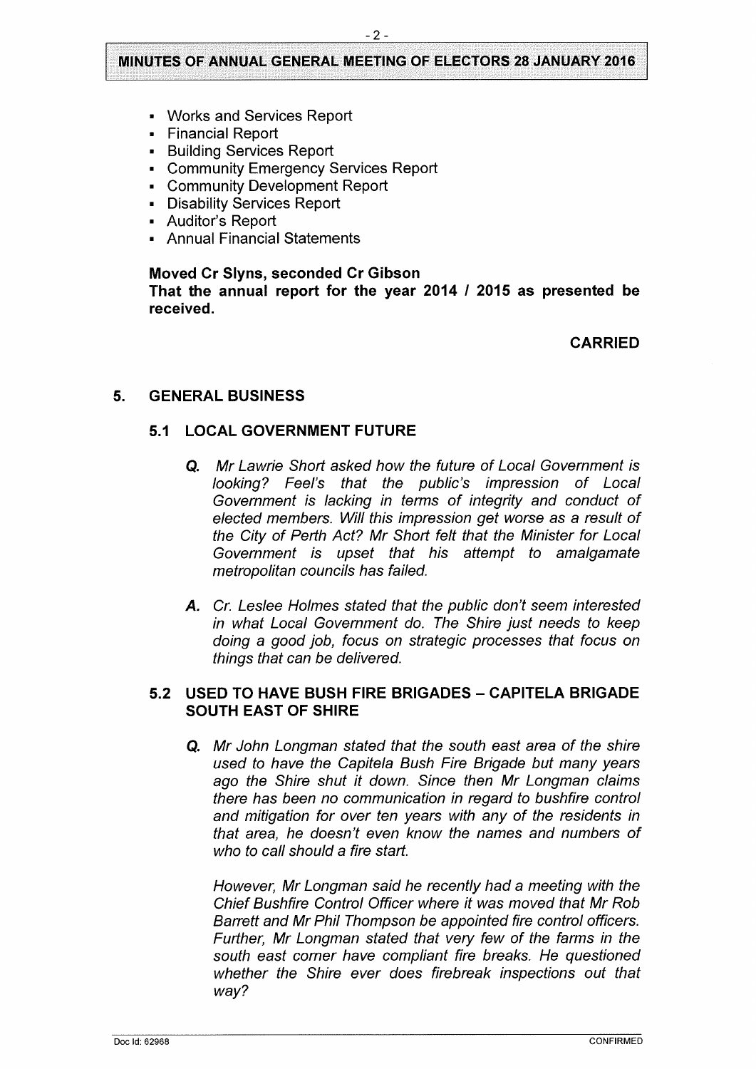- Works and Services Report
- Financial Report
- Building Services Report
- Community Emergency Services Report
- Community Development Report
- Disability Services Report
- Auditor's Report
- Annual Financial Statements

**Moved Cr Slyns, seconded Cr Gibson**
**That the annual report for the year 2014 / 2015 as presented be received.**

**CARRIED**

## 5. GENERAL BUSINESS

### 5.1 LOCAL GOVERNMENT FUTURE

***Q.*** *Mr Lawrie Short asked how the future of Local Government is looking? Feel's that the public's impression of Local Government is lacking in terms of integrity and conduct of elected members. Will this impression get worse as a result of the City of Perth Act? Mr Short felt that the Minister for Local Government is upset that his attempt to amalgamate metropolitan councils has failed.*

***A.*** *Cr. Leslee Holmes stated that the public don't seem interested in what Local Government do. The Shire just needs to keep doing a good job, focus on strategic processes that focus on things that can be delivered.*

### 5.2 USED TO HAVE BUSH FIRE BRIGADES – CAPITELA BRIGADE SOUTH EAST OF SHIRE

***Q.*** *Mr John Longman stated that the south east area of the shire used to have the Capitela Bush Fire Brigade but many years ago the Shire shut it down. Since then Mr Longman claims there has been no communication in regard to bushfire control and mitigation for over ten years with any of the residents in that area, he doesn't even know the names and numbers of who to call should a fire start.*

*However, Mr Longman said he recently had a meeting with the Chief Bushfire Control Officer where it was moved that Mr Rob Barrett and Mr Phil Thompson be appointed fire control officers. Further, Mr Longman stated that very few of the farms in the south east corner have compliant fire breaks. He questioned whether the Shire ever does firebreak inspections out that way?*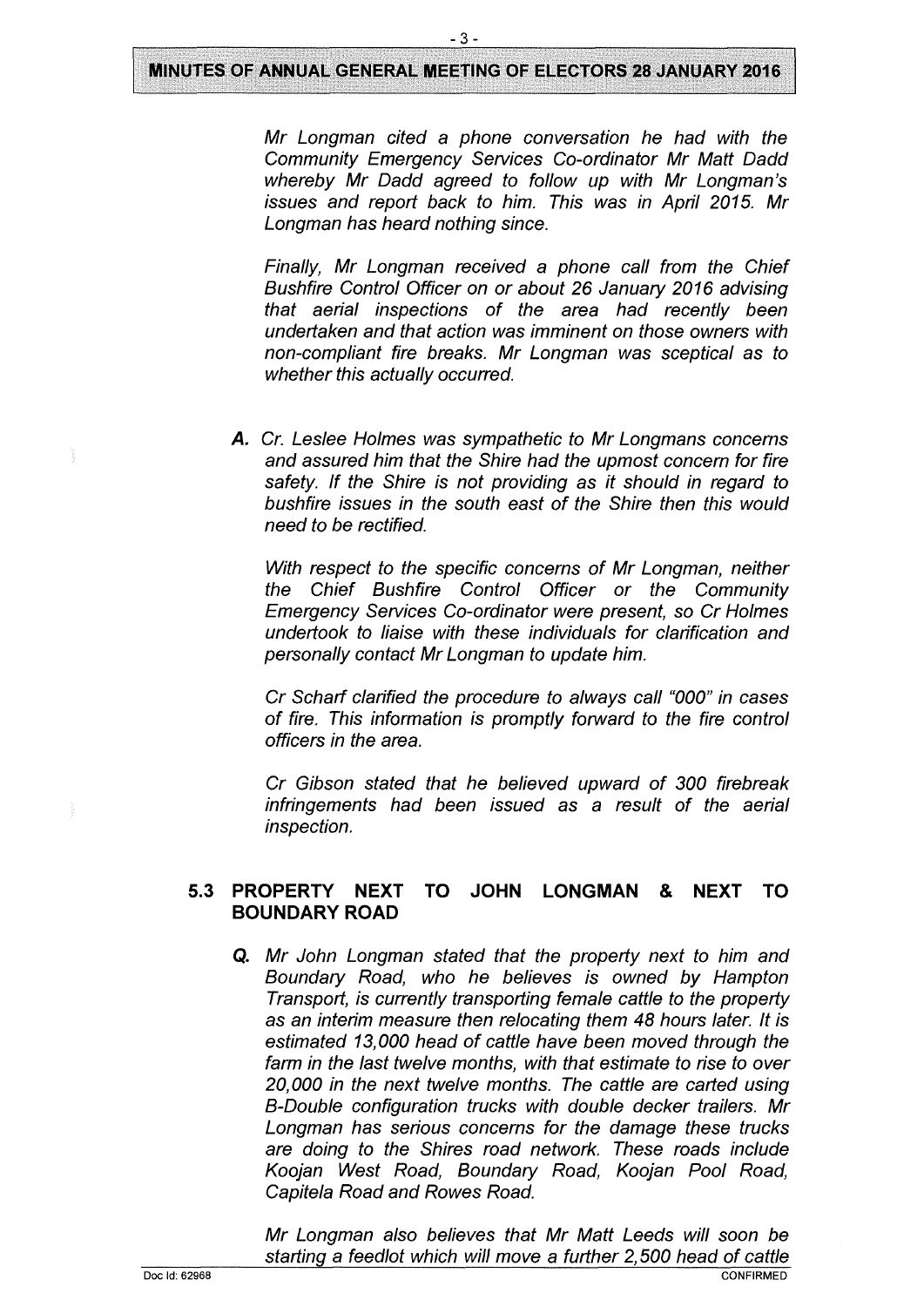*Mr Longman cited a phone conversation he had with the Community Emergency Services Co-ordinator Mr Matt Dadd whereby Mr Dadd agreed to follow up with Mr Longman's issues and report back to him. This was in April 2015. Mr Longman has heard nothing since.*

*Finally, Mr Longman received a phone call from the Chief Bushfire Control Officer on or about 26 January 2016 advising that aerial inspections of the area had recently been undertaken and that action was imminent on those owners with non-compliant fire breaks. Mr Longman was sceptical as to whether this actually occurred.*

***A.*** *Cr. Leslee Holmes was sympathetic to Mr Longmans concerns and assured him that the Shire had the upmost concern for fire safety. If the Shire is not providing as it should in regard to bushfire issues in the south east of the Shire then this would need to be rectified.*

*With respect to the specific concerns of Mr Longman, neither the Chief Bushfire Control Officer or the Community Emergency Services Co-ordinator were present, so Cr Holmes undertook to liaise with these individuals for clarification and personally contact Mr Longman to update him.*

*Cr Scharf clarified the procedure to always call "000" in cases of fire. This information is promptly forward to the fire control officers in the area.*

*Cr Gibson stated that he believed upward of 300 firebreak infringements had been issued as a result of the aerial inspection.*

### 5.3 PROPERTY NEXT TO JOHN LONGMAN & NEXT TO BOUNDARY ROAD

***Q.*** *Mr John Longman stated that the property next to him and Boundary Road, who he believes is owned by Hampton Transport, is currently transporting female cattle to the property as an interim measure then relocating them 48 hours later. It is estimated 13,000 head of cattle have been moved through the farm in the last twelve months, with that estimate to rise to over 20,000 in the next twelve months. The cattle are carted using B-Double configuration trucks with double decker trailers. Mr Longman has serious concerns for the damage these trucks are doing to the Shires road network. These roads include Koojan West Road, Boundary Road, Koojan Pool Road, Capitela Road and Rowes Road.*

*Mr Longman also believes that Mr Matt Leeds will soon be starting a feedlot which will move a further 2,500 head of cattle*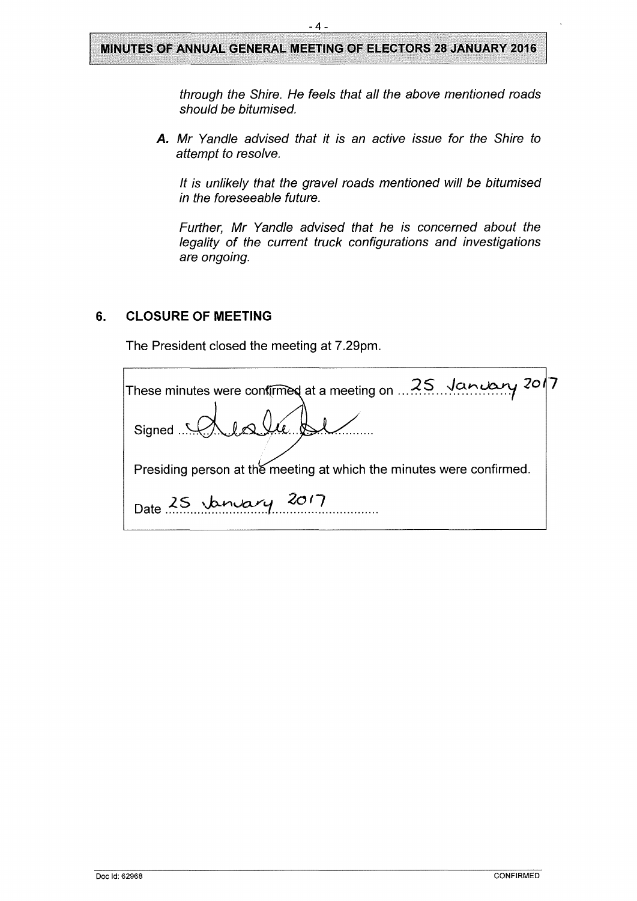*through the Shire. He feels that all the above mentioned roads should be bitumised.*

***A.*** *Mr Yandle advised that it is an active issue for the Shire to attempt to resolve.*

*It is unlikely that the gravel roads mentioned will be bitumised in the foreseeable future.*

*Further, Mr Yandle advised that he is concerned about the legality of the current truck configurations and investigations are ongoing.*

## 6. CLOSURE OF MEETING

The President closed the meeting at 7.29pm.

These minutes were confirmed at a meeting on 25 January 2017

Signed ..............................

Presiding person at the meeting at which the minutes were confirmed.

Date 25 January 2017

Doc Id: 62968 CONFIRMED